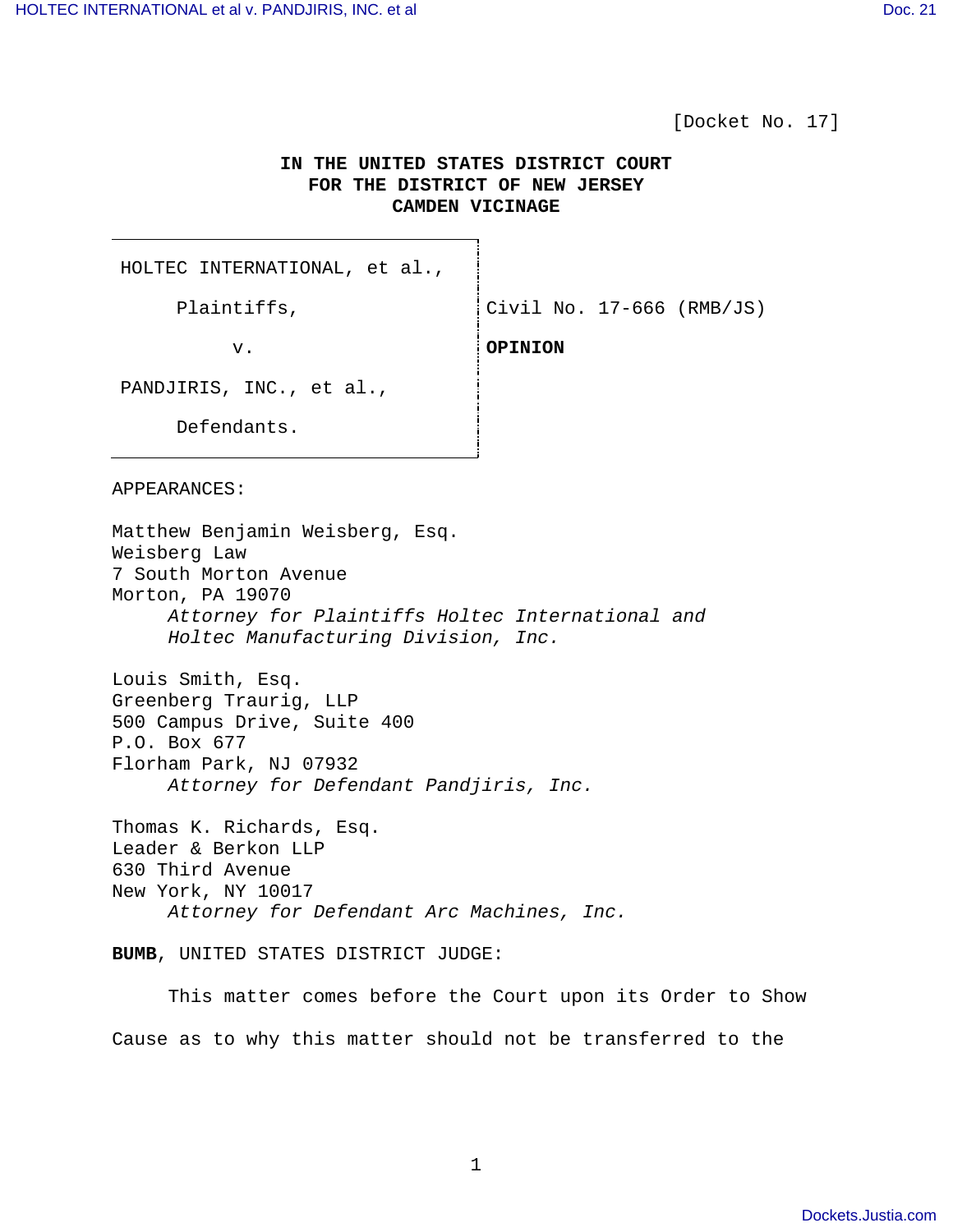[Docket No. 17]

**IN THE UNITED STATES DISTRICT COURT**
**FOR THE DISTRICT OF NEW JERSEY**
**CAMDEN VICINAGE**

| | |
|---|---|
| HOLTEC INTERNATIONAL, et al., | |
| Plaintiffs, | Civil No. 17-666 (RMB/JS) |
| v. | **OPINION** |
| PANDJIRIS, INC., et al., | |
| Defendants. | |

APPEARANCES:

Matthew Benjamin Weisberg, Esq.
Weisberg Law
7 South Morton Avenue
Morton, PA 19070
*Attorney for Plaintiffs Holtec International and Holtec Manufacturing Division, Inc.*

Louis Smith, Esq.
Greenberg Traurig, LLP
500 Campus Drive, Suite 400
P.O. Box 677
Florham Park, NJ 07932
*Attorney for Defendant Pandjiris, Inc.*

Thomas K. Richards, Esq.
Leader & Berkon LLP
630 Third Avenue
New York, NY 10017
*Attorney for Defendant Arc Machines, Inc.*

**BUMB**, UNITED STATES DISTRICT JUDGE:

This matter comes before the Court upon its Order to Show Cause as to why this matter should not be transferred to the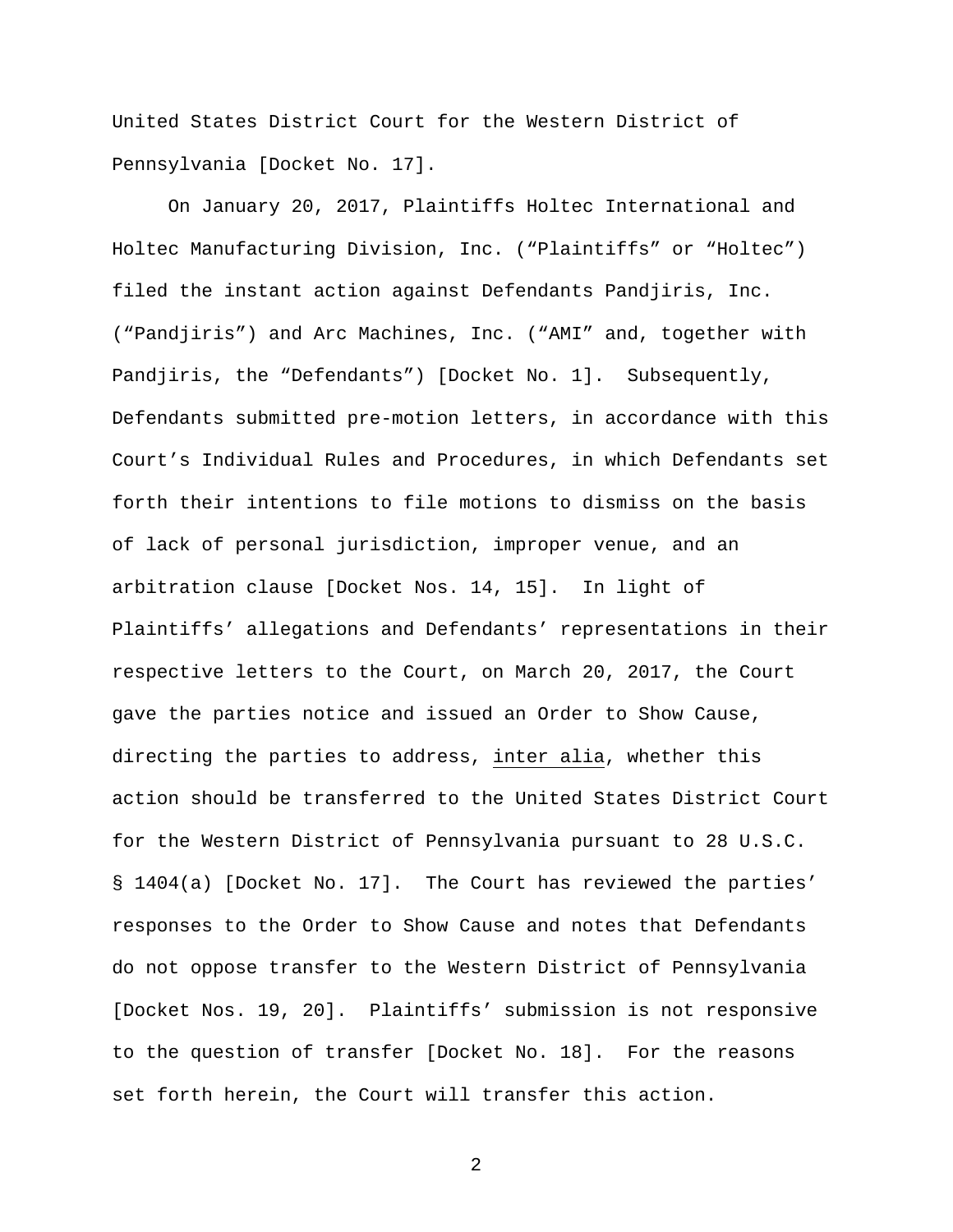United States District Court for the Western District of Pennsylvania [Docket No. 17].

On January 20, 2017, Plaintiffs Holtec International and Holtec Manufacturing Division, Inc. ("Plaintiffs" or "Holtec") filed the instant action against Defendants Pandjiris, Inc. ("Pandjiris") and Arc Machines, Inc. ("AMI" and, together with Pandjiris, the "Defendants") [Docket No. 1]. Subsequently, Defendants submitted pre-motion letters, in accordance with this Court's Individual Rules and Procedures, in which Defendants set forth their intentions to file motions to dismiss on the basis of lack of personal jurisdiction, improper venue, and an arbitration clause [Docket Nos. 14, 15]. In light of Plaintiffs' allegations and Defendants' representations in their respective letters to the Court, on March 20, 2017, the Court gave the parties notice and issued an Order to Show Cause, directing the parties to address, inter alia, whether this action should be transferred to the United States District Court for the Western District of Pennsylvania pursuant to 28 U.S.C. § 1404(a) [Docket No. 17]. The Court has reviewed the parties' responses to the Order to Show Cause and notes that Defendants do not oppose transfer to the Western District of Pennsylvania [Docket Nos. 19, 20]. Plaintiffs' submission is not responsive to the question of transfer [Docket No. 18]. For the reasons set forth herein, the Court will transfer this action.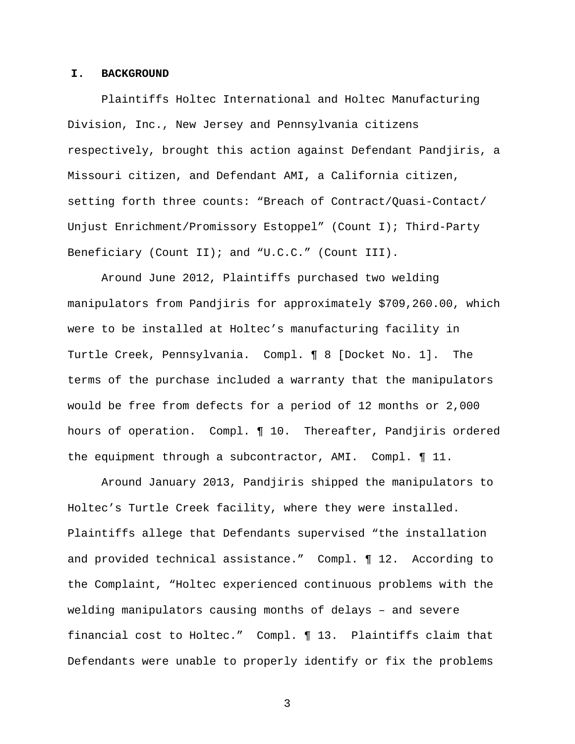## I. BACKGROUND

Plaintiffs Holtec International and Holtec Manufacturing Division, Inc., New Jersey and Pennsylvania citizens respectively, brought this action against Defendant Pandjiris, a Missouri citizen, and Defendant AMI, a California citizen, setting forth three counts: "Breach of Contract/Quasi-Contact/ Unjust Enrichment/Promissory Estoppel" (Count I); Third-Party Beneficiary (Count II); and "U.C.C." (Count III).

Around June 2012, Plaintiffs purchased two welding manipulators from Pandjiris for approximately $709,260.00, which were to be installed at Holtec's manufacturing facility in Turtle Creek, Pennsylvania. Compl. ¶ 8 [Docket No. 1]. The terms of the purchase included a warranty that the manipulators would be free from defects for a period of 12 months or 2,000 hours of operation. Compl. ¶ 10. Thereafter, Pandjiris ordered the equipment through a subcontractor, AMI. Compl. ¶ 11.

Around January 2013, Pandjiris shipped the manipulators to Holtec's Turtle Creek facility, where they were installed. Plaintiffs allege that Defendants supervised "the installation and provided technical assistance." Compl. ¶ 12. According to the Complaint, "Holtec experienced continuous problems with the welding manipulators causing months of delays – and severe financial cost to Holtec." Compl. ¶ 13. Plaintiffs claim that Defendants were unable to properly identify or fix the problems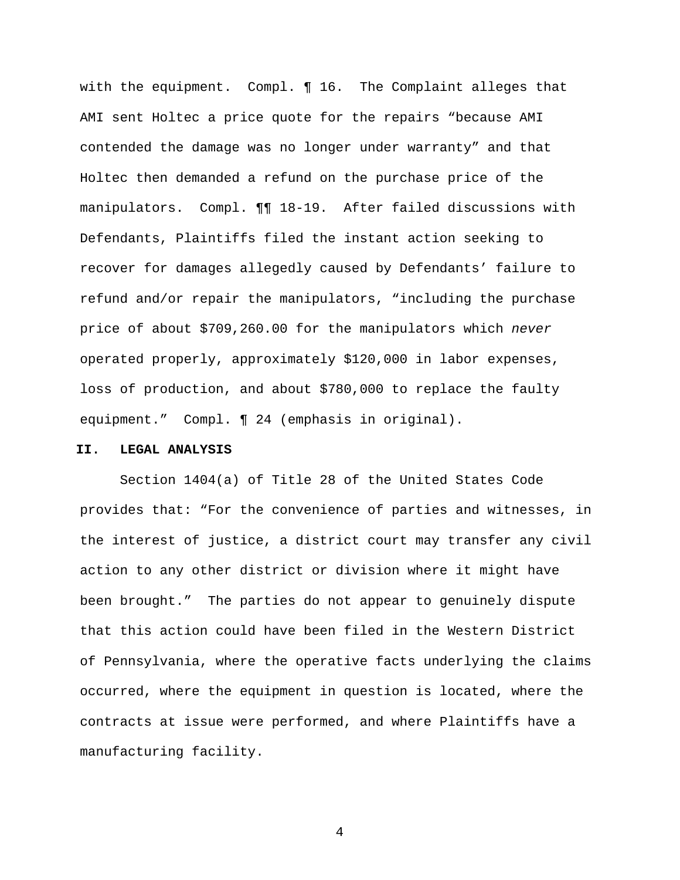with the equipment. Compl. ¶ 16. The Complaint alleges that AMI sent Holtec a price quote for the repairs "because AMI contended the damage was no longer under warranty" and that Holtec then demanded a refund on the purchase price of the manipulators. Compl. ¶¶ 18-19. After failed discussions with Defendants, Plaintiffs filed the instant action seeking to recover for damages allegedly caused by Defendants' failure to refund and/or repair the manipulators, "including the purchase price of about $709,260.00 for the manipulators which *never* operated properly, approximately $120,000 in labor expenses, loss of production, and about $780,000 to replace the faulty equipment." Compl. ¶ 24 (emphasis in original).

## II. LEGAL ANALYSIS

Section 1404(a) of Title 28 of the United States Code provides that: "For the convenience of parties and witnesses, in the interest of justice, a district court may transfer any civil action to any other district or division where it might have been brought." The parties do not appear to genuinely dispute that this action could have been filed in the Western District of Pennsylvania, where the operative facts underlying the claims occurred, where the equipment in question is located, where the contracts at issue were performed, and where Plaintiffs have a manufacturing facility.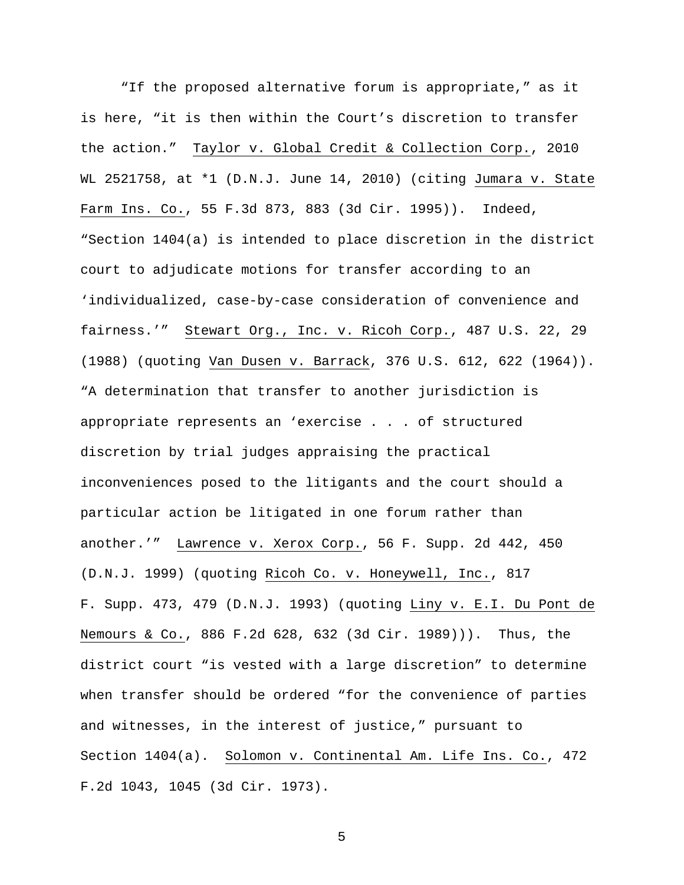"If the proposed alternative forum is appropriate," as it is here, "it is then within the Court's discretion to transfer the action." Taylor v. Global Credit & Collection Corp., 2010 WL 2521758, at *1 (D.N.J. June 14, 2010) (citing Jumara v. State Farm Ins. Co., 55 F.3d 873, 883 (3d Cir. 1995)). Indeed, "Section 1404(a) is intended to place discretion in the district court to adjudicate motions for transfer according to an 'individualized, case-by-case consideration of convenience and fairness.'" Stewart Org., Inc. v. Ricoh Corp., 487 U.S. 22, 29 (1988) (quoting Van Dusen v. Barrack, 376 U.S. 612, 622 (1964)). "A determination that transfer to another jurisdiction is appropriate represents an 'exercise . . . of structured discretion by trial judges appraising the practical inconveniences posed to the litigants and the court should a particular action be litigated in one forum rather than another.'" Lawrence v. Xerox Corp., 56 F. Supp. 2d 442, 450 (D.N.J. 1999) (quoting Ricoh Co. v. Honeywell, Inc., 817 F. Supp. 473, 479 (D.N.J. 1993) (quoting Liny v. E.I. Du Pont de Nemours & Co., 886 F.2d 628, 632 (3d Cir. 1989))). Thus, the district court "is vested with a large discretion" to determine when transfer should be ordered "for the convenience of parties and witnesses, in the interest of justice," pursuant to Section 1404(a). Solomon v. Continental Am. Life Ins. Co., 472 F.2d 1043, 1045 (3d Cir. 1973).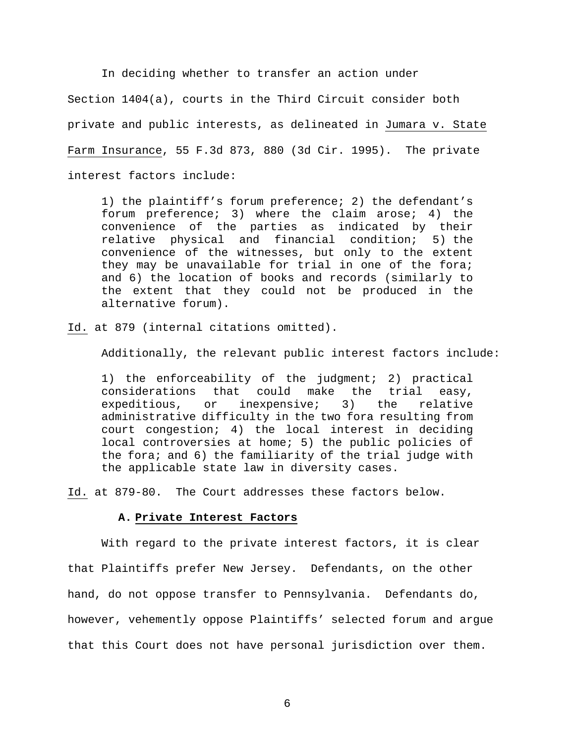In deciding whether to transfer an action under Section 1404(a), courts in the Third Circuit consider both private and public interests, as delineated in Jumara v. State Farm Insurance, 55 F.3d 873, 880 (3d Cir. 1995). The private interest factors include:

> 1) the plaintiff's forum preference; 2) the defendant's forum preference; 3) where the claim arose; 4) the convenience of the parties as indicated by their relative physical and financial condition; 5) the convenience of the witnesses, but only to the extent they may be unavailable for trial in one of the fora; and 6) the location of books and records (similarly to the extent that they could not be produced in the alternative forum).

Id. at 879 (internal citations omitted).

Additionally, the relevant public interest factors include:

> 1) the enforceability of the judgment; 2) practical considerations that could make the trial easy, expeditious, or inexpensive; 3) the relative administrative difficulty in the two fora resulting from court congestion; 4) the local interest in deciding local controversies at home; 5) the public policies of the fora; and 6) the familiarity of the trial judge with the applicable state law in diversity cases.

Id. at 879-80. The Court addresses these factors below.

**A. Private Interest Factors**

With regard to the private interest factors, it is clear that Plaintiffs prefer New Jersey. Defendants, on the other hand, do not oppose transfer to Pennsylvania. Defendants do, however, vehemently oppose Plaintiffs' selected forum and argue that this Court does not have personal jurisdiction over them.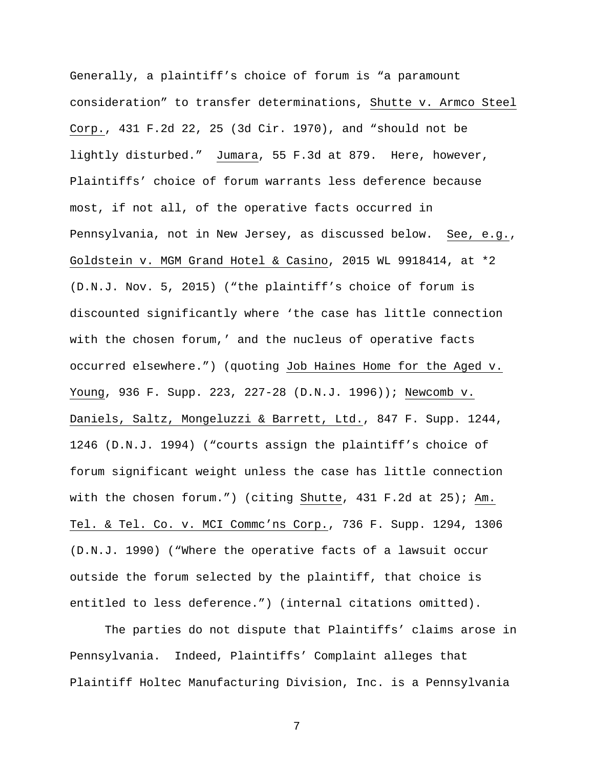Generally, a plaintiff's choice of forum is "a paramount consideration" to transfer determinations, Shutte v. Armco Steel Corp., 431 F.2d 22, 25 (3d Cir. 1970), and "should not be lightly disturbed." Jumara, 55 F.3d at 879. Here, however, Plaintiffs' choice of forum warrants less deference because most, if not all, of the operative facts occurred in Pennsylvania, not in New Jersey, as discussed below. See, e.g., Goldstein v. MGM Grand Hotel & Casino, 2015 WL 9918414, at *2 (D.N.J. Nov. 5, 2015) ("the plaintiff's choice of forum is discounted significantly where 'the case has little connection with the chosen forum,' and the nucleus of operative facts occurred elsewhere.") (quoting Job Haines Home for the Aged v. Young, 936 F. Supp. 223, 227-28 (D.N.J. 1996)); Newcomb v. Daniels, Saltz, Mongeluzzi & Barrett, Ltd., 847 F. Supp. 1244, 1246 (D.N.J. 1994) ("courts assign the plaintiff's choice of forum significant weight unless the case has little connection with the chosen forum.") (citing Shutte, 431 F.2d at 25); Am. Tel. & Tel. Co. v. MCI Commc'ns Corp., 736 F. Supp. 1294, 1306 (D.N.J. 1990) ("Where the operative facts of a lawsuit occur outside the forum selected by the plaintiff, that choice is entitled to less deference.") (internal citations omitted).

The parties do not dispute that Plaintiffs' claims arose in Pennsylvania. Indeed, Plaintiffs' Complaint alleges that Plaintiff Holtec Manufacturing Division, Inc. is a Pennsylvania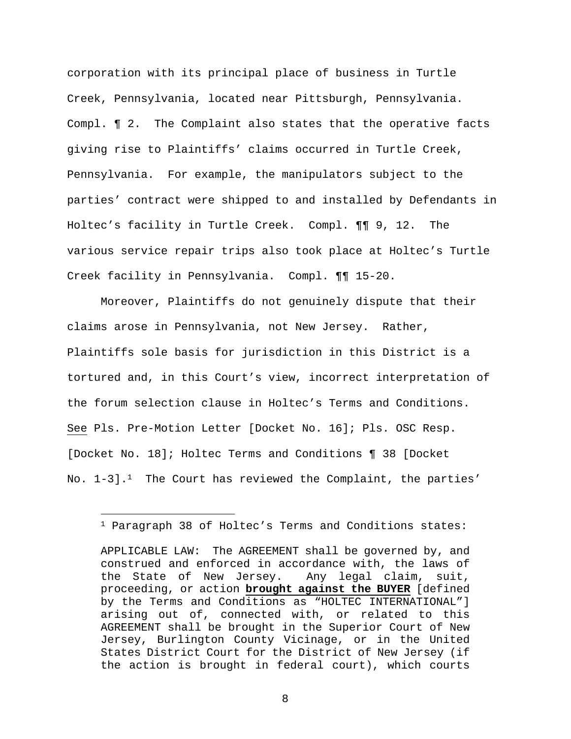corporation with its principal place of business in Turtle Creek, Pennsylvania, located near Pittsburgh, Pennsylvania. Compl. ¶ 2. The Complaint also states that the operative facts giving rise to Plaintiffs' claims occurred in Turtle Creek, Pennsylvania. For example, the manipulators subject to the parties' contract were shipped to and installed by Defendants in Holtec's facility in Turtle Creek. Compl. ¶¶ 9, 12. The various service repair trips also took place at Holtec's Turtle Creek facility in Pennsylvania. Compl. ¶¶ 15-20.

Moreover, Plaintiffs do not genuinely dispute that their claims arose in Pennsylvania, not New Jersey. Rather, Plaintiffs sole basis for jurisdiction in this District is a tortured and, in this Court's view, incorrect interpretation of the forum selection clause in Holtec's Terms and Conditions. See Pls. Pre-Motion Letter [Docket No. 16]; Pls. OSC Resp. [Docket No. 18]; Holtec Terms and Conditions ¶ 38 [Docket No. 1-3].[1] The Court has reviewed the Complaint, the parties'

---

[1] Paragraph 38 of Holtec's Terms and Conditions states:

> APPLICABLE LAW: The AGREEMENT shall be governed by, and construed and enforced in accordance with, the laws of the State of New Jersey. Any legal claim, suit, proceeding, or action **brought against the BUYER** [defined by the Terms and Conditions as "HOLTEC INTERNATIONAL"] arising out of, connected with, or related to this AGREEMENT shall be brought in the Superior Court of New Jersey, Burlington County Vicinage, or in the United States District Court for the District of New Jersey (if the action is brought in federal court), which courts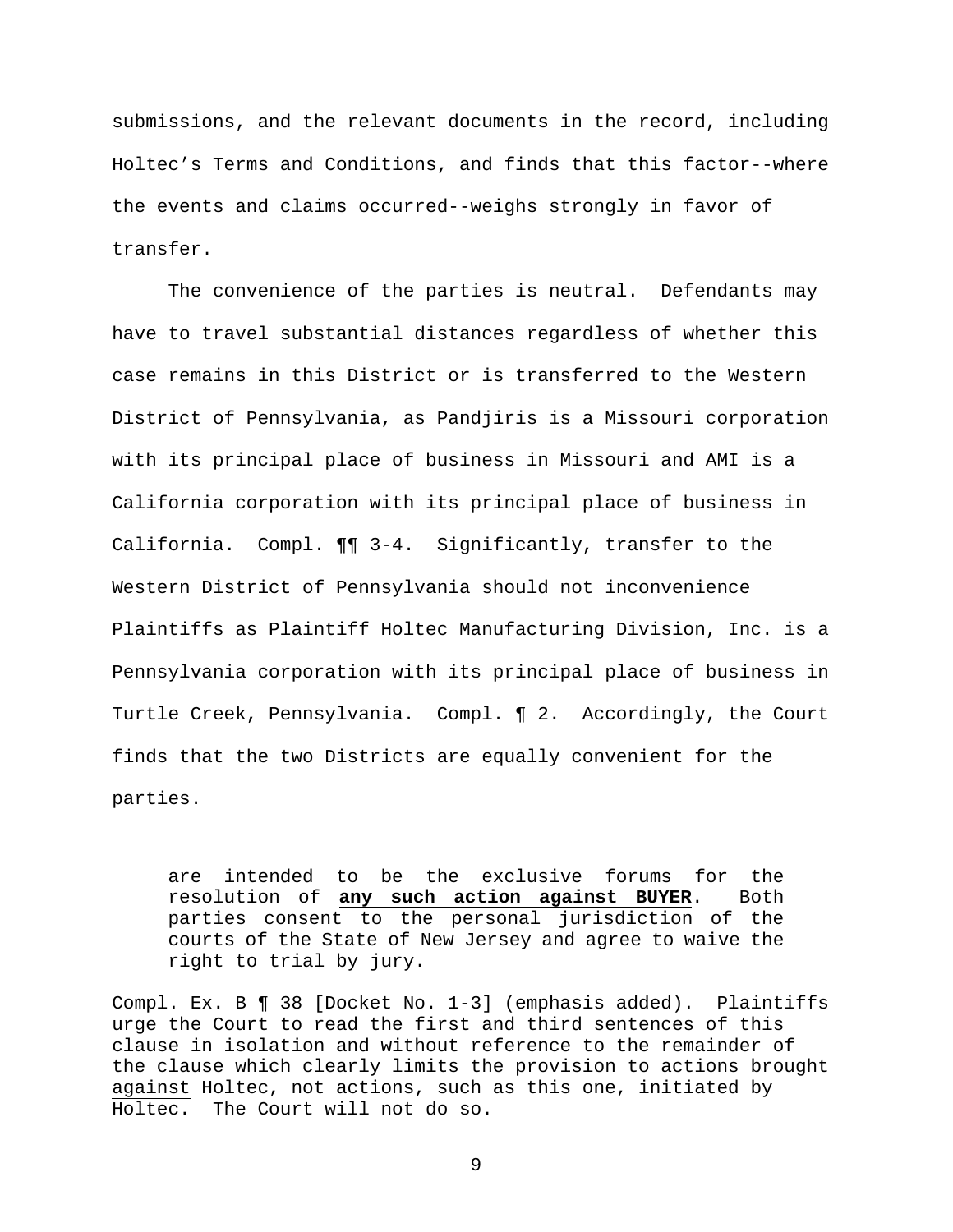submissions, and the relevant documents in the record, including Holtec's Terms and Conditions, and finds that this factor--where the events and claims occurred--weighs strongly in favor of transfer.

The convenience of the parties is neutral. Defendants may have to travel substantial distances regardless of whether this case remains in this District or is transferred to the Western District of Pennsylvania, as Pandjiris is a Missouri corporation with its principal place of business in Missouri and AMI is a California corporation with its principal place of business in California. Compl. ¶¶ 3-4. Significantly, transfer to the Western District of Pennsylvania should not inconvenience Plaintiffs as Plaintiff Holtec Manufacturing Division, Inc. is a Pennsylvania corporation with its principal place of business in Turtle Creek, Pennsylvania. Compl. ¶ 2. Accordingly, the Court finds that the two Districts are equally convenient for the parties.

---

> are intended to be the exclusive forums for the resolution of **<u>any such action against BUYER</u>**. Both parties consent to the personal jurisdiction of the courts of the State of New Jersey and agree to waive the right to trial by jury.

Compl. Ex. B ¶ 38 [Docket No. 1-3] (emphasis added). Plaintiffs urge the Court to read the first and third sentences of this clause in isolation and without reference to the remainder of the clause which clearly limits the provision to actions brought <u>against</u> Holtec, not actions, such as this one, initiated by Holtec. The Court will not do so.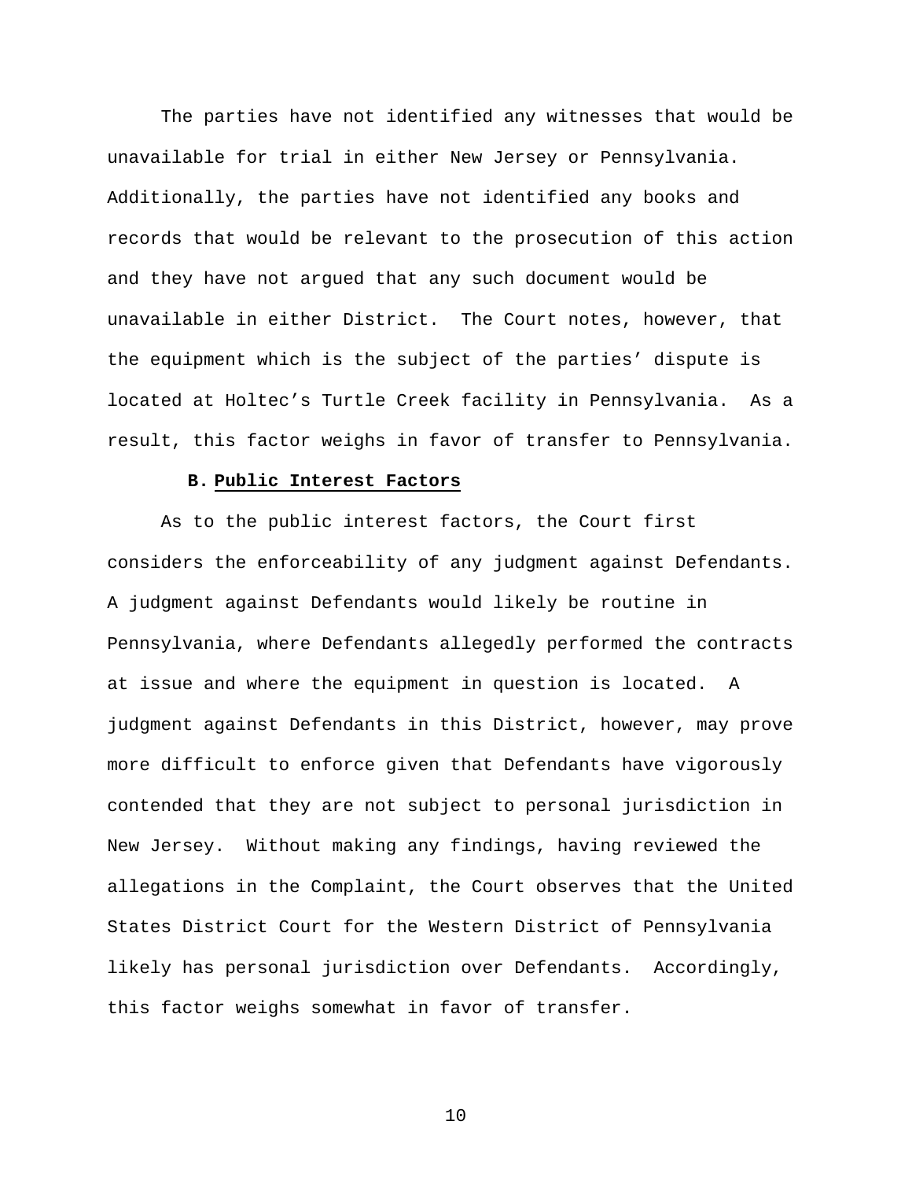The parties have not identified any witnesses that would be unavailable for trial in either New Jersey or Pennsylvania. Additionally, the parties have not identified any books and records that would be relevant to the prosecution of this action and they have not argued that any such document would be unavailable in either District. The Court notes, however, that the equipment which is the subject of the parties' dispute is located at Holtec's Turtle Creek facility in Pennsylvania. As a result, this factor weighs in favor of transfer to Pennsylvania.

### B. Public Interest Factors

As to the public interest factors, the Court first considers the enforceability of any judgment against Defendants. A judgment against Defendants would likely be routine in Pennsylvania, where Defendants allegedly performed the contracts at issue and where the equipment in question is located. A judgment against Defendants in this District, however, may prove more difficult to enforce given that Defendants have vigorously contended that they are not subject to personal jurisdiction in New Jersey. Without making any findings, having reviewed the allegations in the Complaint, the Court observes that the United States District Court for the Western District of Pennsylvania likely has personal jurisdiction over Defendants. Accordingly, this factor weighs somewhat in favor of transfer.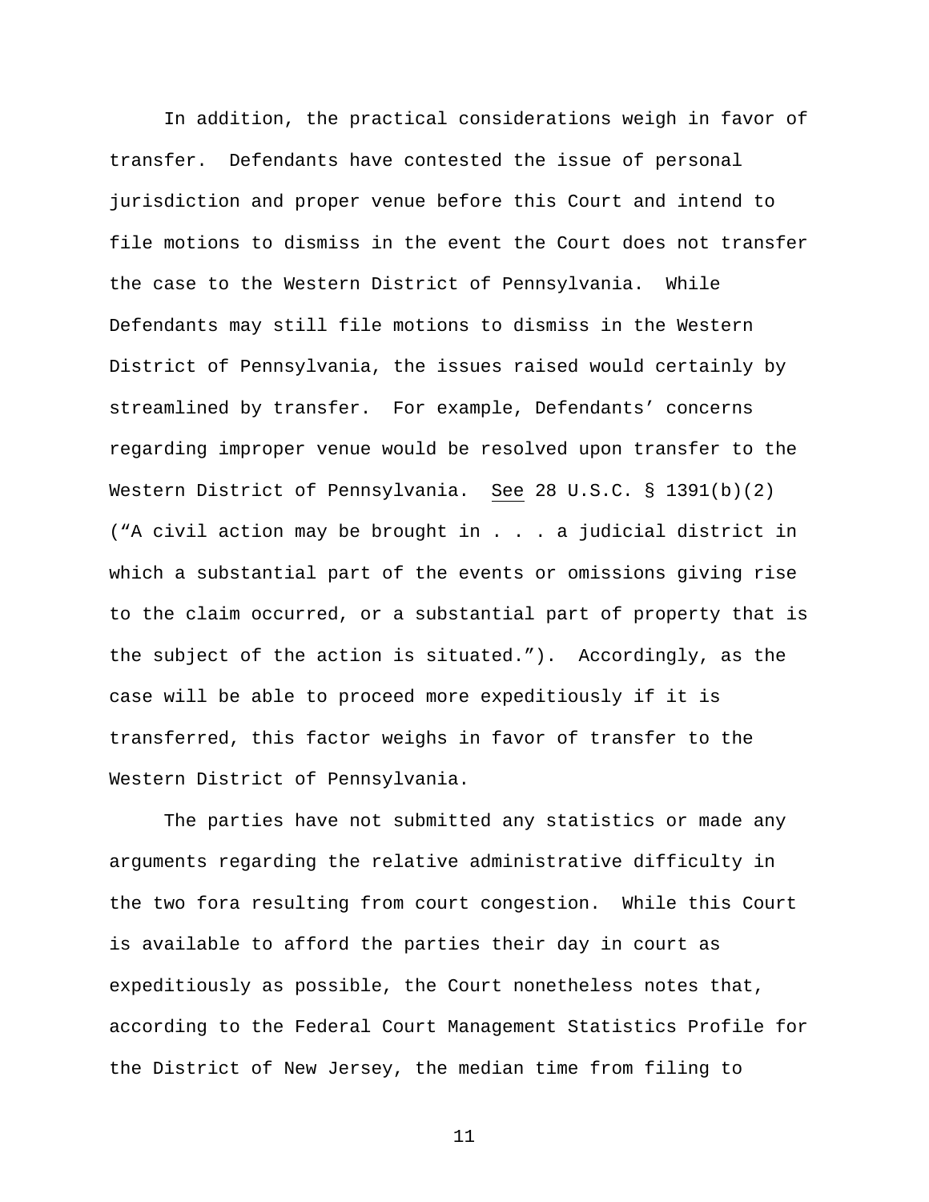In addition, the practical considerations weigh in favor of transfer. Defendants have contested the issue of personal jurisdiction and proper venue before this Court and intend to file motions to dismiss in the event the Court does not transfer the case to the Western District of Pennsylvania. While Defendants may still file motions to dismiss in the Western District of Pennsylvania, the issues raised would certainly by streamlined by transfer. For example, Defendants' concerns regarding improper venue would be resolved upon transfer to the Western District of Pennsylvania. See 28 U.S.C. § 1391(b)(2) ("A civil action may be brought in . . . a judicial district in which a substantial part of the events or omissions giving rise to the claim occurred, or a substantial part of property that is the subject of the action is situated."). Accordingly, as the case will be able to proceed more expeditiously if it is transferred, this factor weighs in favor of transfer to the Western District of Pennsylvania.

The parties have not submitted any statistics or made any arguments regarding the relative administrative difficulty in the two fora resulting from court congestion. While this Court is available to afford the parties their day in court as expeditiously as possible, the Court nonetheless notes that, according to the Federal Court Management Statistics Profile for the District of New Jersey, the median time from filing to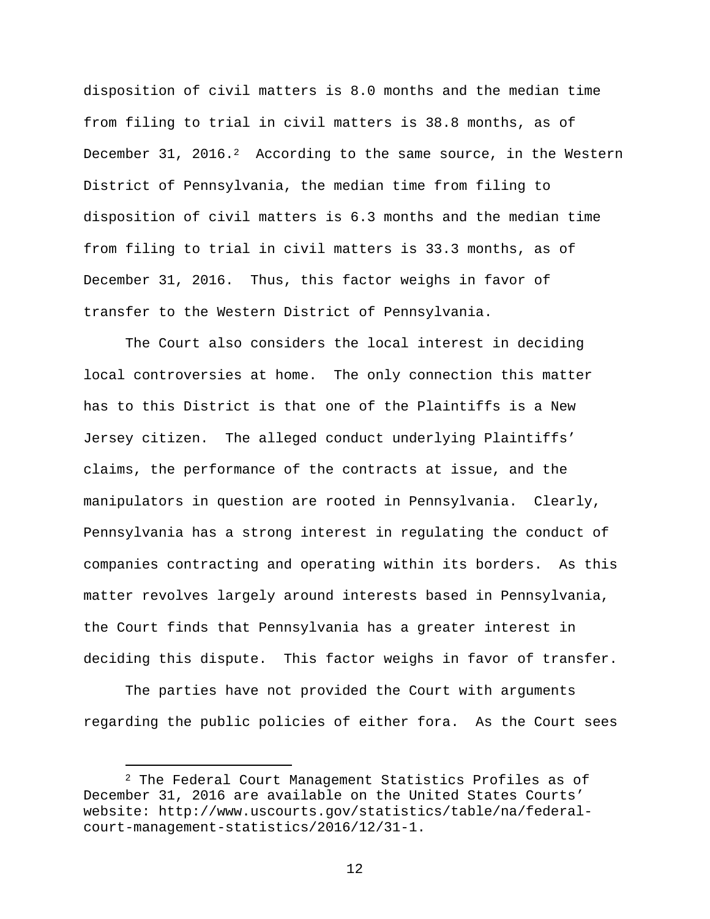disposition of civil matters is 8.0 months and the median time from filing to trial in civil matters is 38.8 months, as of December 31, 2016.[2] According to the same source, in the Western District of Pennsylvania, the median time from filing to disposition of civil matters is 6.3 months and the median time from filing to trial in civil matters is 33.3 months, as of December 31, 2016. Thus, this factor weighs in favor of transfer to the Western District of Pennsylvania.

The Court also considers the local interest in deciding local controversies at home. The only connection this matter has to this District is that one of the Plaintiffs is a New Jersey citizen. The alleged conduct underlying Plaintiffs' claims, the performance of the contracts at issue, and the manipulators in question are rooted in Pennsylvania. Clearly, Pennsylvania has a strong interest in regulating the conduct of companies contracting and operating within its borders. As this matter revolves largely around interests based in Pennsylvania, the Court finds that Pennsylvania has a greater interest in deciding this dispute. This factor weighs in favor of transfer.

The parties have not provided the Court with arguments regarding the public policies of either fora. As the Court sees

---

[2] The Federal Court Management Statistics Profiles as of December 31, 2016 are available on the United States Courts' website: http://www.uscourts.gov/statistics/table/na/federal-court-management-statistics/2016/12/31-1.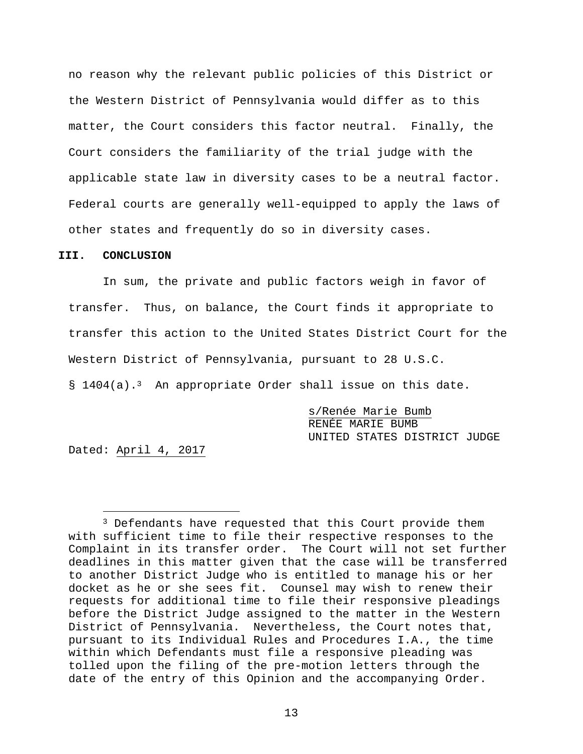no reason why the relevant public policies of this District or the Western District of Pennsylvania would differ as to this matter, the Court considers this factor neutral. Finally, the Court considers the familiarity of the trial judge with the applicable state law in diversity cases to be a neutral factor. Federal courts are generally well-equipped to apply the laws of other states and frequently do so in diversity cases.

## III. CONCLUSION

In sum, the private and public factors weigh in favor of transfer. Thus, on balance, the Court finds it appropriate to transfer this action to the United States District Court for the Western District of Pennsylvania, pursuant to 28 U.S.C. § 1404(a).[3] An appropriate Order shall issue on this date.

s/Renée Marie Bumb
RENÉE MARIE BUMB
UNITED STATES DISTRICT JUDGE

Dated: April 4, 2017

---

[3] Defendants have requested that this Court provide them with sufficient time to file their respective responses to the Complaint in its transfer order. The Court will not set further deadlines in this matter given that the case will be transferred to another District Judge who is entitled to manage his or her docket as he or she sees fit. Counsel may wish to renew their requests for additional time to file their responsive pleadings before the District Judge assigned to the matter in the Western District of Pennsylvania. Nevertheless, the Court notes that, pursuant to its Individual Rules and Procedures I.A., the time within which Defendants must file a responsive pleading was tolled upon the filing of the pre-motion letters through the date of the entry of this Opinion and the accompanying Order.